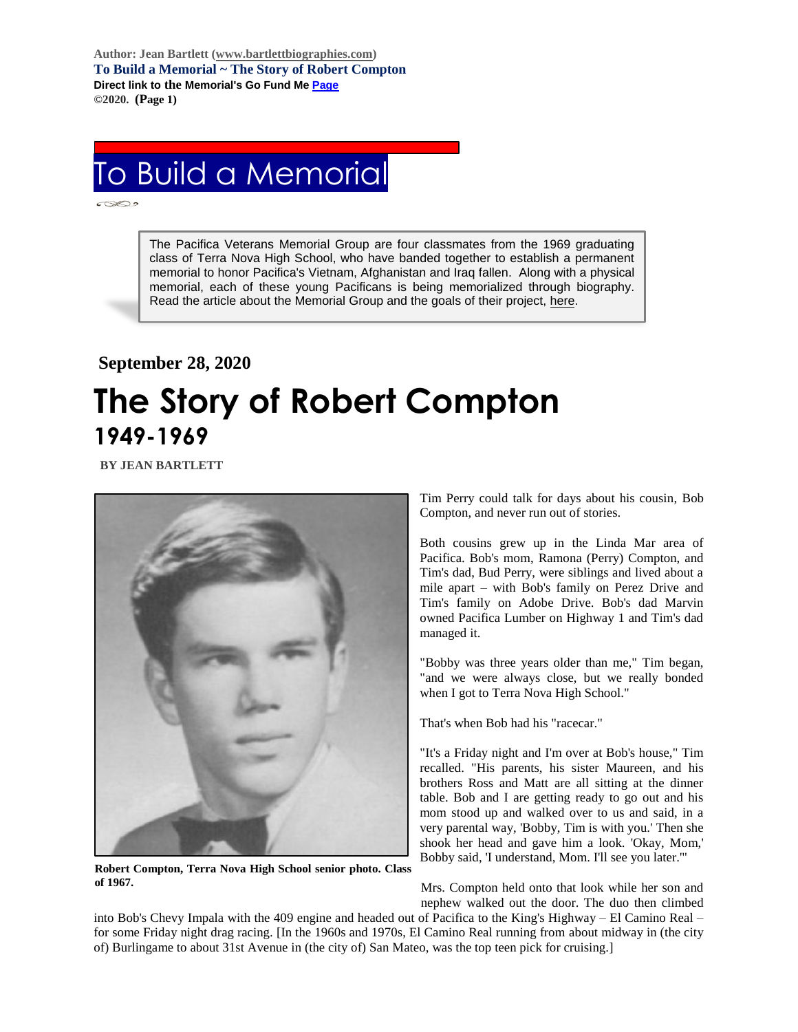Author: Jean Bartlett (www.bartlettbiographies.com)
**To Build a Memorial ~ The Story of Robert Compton**
**Direct link to the Memorial's Go Fund Me Page**
**©2020.**

# To Build a Memorial

The Pacifica Veterans Memorial Group are four classmates from the 1969 graduating class of Terra Nova High School, who have banded together to establish a permanent memorial to honor Pacifica's Vietnam, Afghanistan and Iraq fallen. Along with a physical memorial, each of these young Pacificans is being memorialized through biography. Read the article about the Memorial Group and the goals of their project, here.

**September 28, 2020**

# The Story of Robert Compton
## 1949-1969

**BY JEAN BARTLETT**

**Robert Compton, Terra Nova High School senior photo. Class of 1967.**

Tim Perry could talk for days about his cousin, Bob Compton, and never run out of stories.

Both cousins grew up in the Linda Mar area of Pacifica. Bob's mom, Ramona (Perry) Compton, and Tim's dad, Bud Perry, were siblings and lived about a mile apart – with Bob's family on Perez Drive and Tim's family on Adobe Drive. Bob's dad Marvin owned Pacifica Lumber on Highway 1 and Tim's dad managed it.

"Bobby was three years older than me," Tim began, "and we were always close, but we really bonded when I got to Terra Nova High School."

That's when Bob had his "racecar."

"It's a Friday night and I'm over at Bob's house," Tim recalled. "His parents, his sister Maureen, and his brothers Ross and Matt are all sitting at the dinner table. Bob and I are getting ready to go out and his mom stood up and walked over to us and said, in a very parental way, 'Bobby, Tim is with you.' Then she shook her head and gave him a look. 'Okay, Mom,' Bobby said, 'I understand, Mom. I'll see you later.'"

Mrs. Compton held onto that look while her son and nephew walked out the door. The duo then climbed into Bob's Chevy Impala with the 409 engine and headed out of Pacifica to the King's Highway – El Camino Real – for some Friday night drag racing. [In the 1960s and 1970s, El Camino Real running from about midway in (the city of) Burlingame to about 31st Avenue in (the city of) San Mateo, was the top teen pick for cruising.]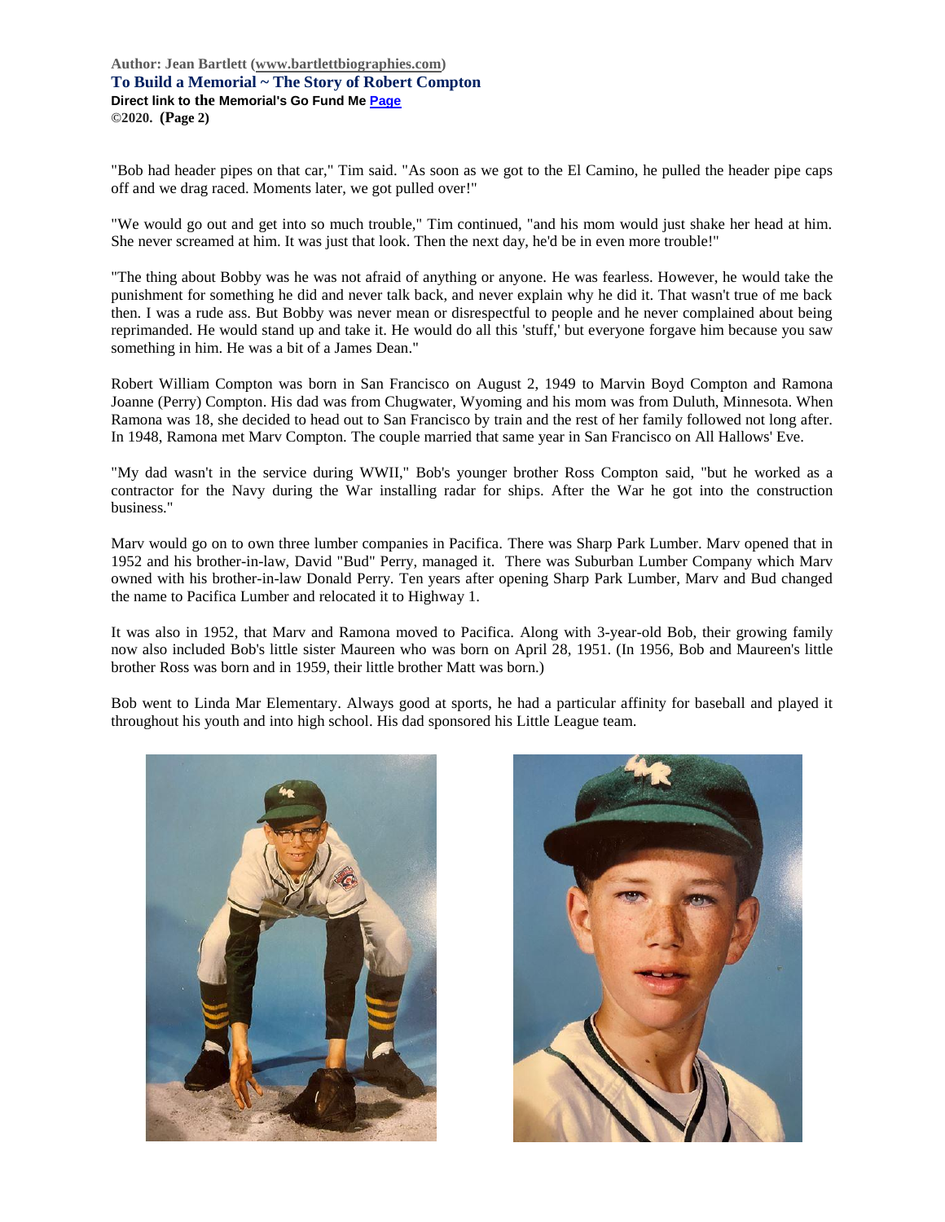"Bob had header pipes on that car," Tim said. "As soon as we got to the El Camino, he pulled the header pipe caps off and we drag raced. Moments later, we got pulled over!"

"We would go out and get into so much trouble," Tim continued, "and his mom would just shake her head at him. She never screamed at him. It was just that look. Then the next day, he'd be in even more trouble!"

"The thing about Bobby was he was not afraid of anything or anyone. He was fearless. However, he would take the punishment for something he did and never talk back, and never explain why he did it. That wasn't true of me back then. I was a rude ass. But Bobby was never mean or disrespectful to people and he never complained about being reprimanded. He would stand up and take it. He would do all this 'stuff,' but everyone forgave him because you saw something in him. He was a bit of a James Dean."

Robert William Compton was born in San Francisco on August 2, 1949 to Marvin Boyd Compton and Ramona Joanne (Perry) Compton. His dad was from Chugwater, Wyoming and his mom was from Duluth, Minnesota. When Ramona was 18, she decided to head out to San Francisco by train and the rest of her family followed not long after. In 1948, Ramona met Marv Compton. The couple married that same year in San Francisco on All Hallows' Eve.

"My dad wasn't in the service during WWII," Bob's younger brother Ross Compton said, "but he worked as a contractor for the Navy during the War installing radar for ships. After the War he got into the construction business."

Marv would go on to own three lumber companies in Pacifica. There was Sharp Park Lumber. Marv opened that in 1952 and his brother-in-law, David "Bud" Perry, managed it. There was Suburban Lumber Company which Marv owned with his brother-in-law Donald Perry. Ten years after opening Sharp Park Lumber, Marv and Bud changed the name to Pacifica Lumber and relocated it to Highway 1.

It was also in 1952, that Marv and Ramona moved to Pacifica. Along with 3-year-old Bob, their growing family now also included Bob's little sister Maureen who was born on April 28, 1951. (In 1956, Bob and Maureen's little brother Ross was born and in 1959, their little brother Matt was born.)

Bob went to Linda Mar Elementary. Always good at sports, he had a particular affinity for baseball and played it throughout his youth and into high school. His dad sponsored his Little League team.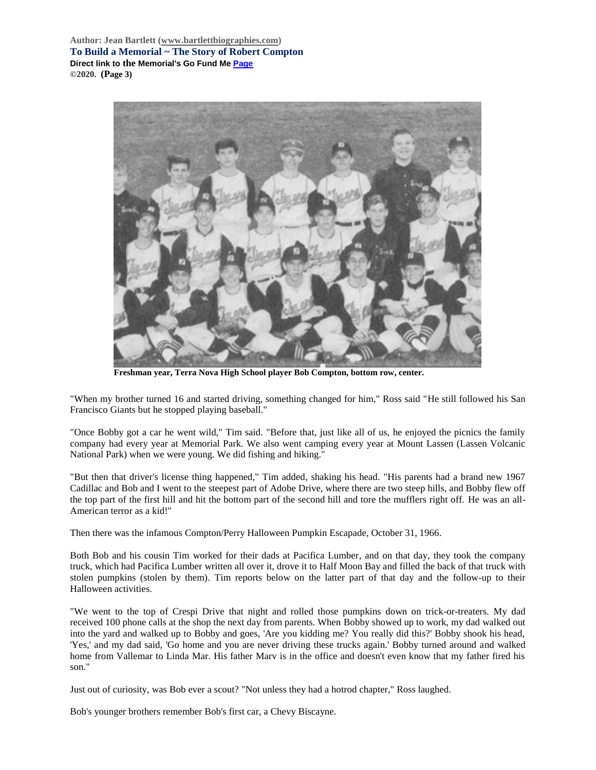Freshman year, Terra Nova High School player Bob Compton, bottom row, center.

"When my brother turned 16 and started driving, something changed for him," Ross said "He still followed his San Francisco Giants but he stopped playing baseball."

"Once Bobby got a car he went wild," Tim said. "Before that, just like all of us, he enjoyed the picnics the family company had every year at Memorial Park. We also went camping every year at Mount Lassen (Lassen Volcanic National Park) when we were young. We did fishing and hiking."

"But then that driver's license thing happened," Tim added, shaking his head. "His parents had a brand new 1967 Cadillac and Bob and I went to the steepest part of Adobe Drive, where there are two steep hills, and Bobby flew off the top part of the first hill and hit the bottom part of the second hill and tore the mufflers right off. He was an all-American terror as a kid!"

Then there was the infamous Compton/Perry Halloween Pumpkin Escapade, October 31, 1966.

Both Bob and his cousin Tim worked for their dads at Pacifica Lumber, and on that day, they took the company truck, which had Pacifica Lumber written all over it, drove it to Half Moon Bay and filled the back of that truck with stolen pumpkins (stolen by them). Tim reports below on the latter part of that day and the follow-up to their Halloween activities.

"We went to the top of Crespi Drive that night and rolled those pumpkins down on trick-or-treaters. My dad received 100 phone calls at the shop the next day from parents. When Bobby showed up to work, my dad walked out into the yard and walked up to Bobby and goes, 'Are you kidding me? You really did this?' Bobby shook his head, 'Yes,' and my dad said, 'Go home and you are never driving these trucks again.' Bobby turned around and walked home from Vallemar to Linda Mar. His father Marv is in the office and doesn't even know that my father fired his son."

Just out of curiosity, was Bob ever a scout? "Not unless they had a hotrod chapter," Ross laughed.

Bob's younger brothers remember Bob's first car, a Chevy Biscayne.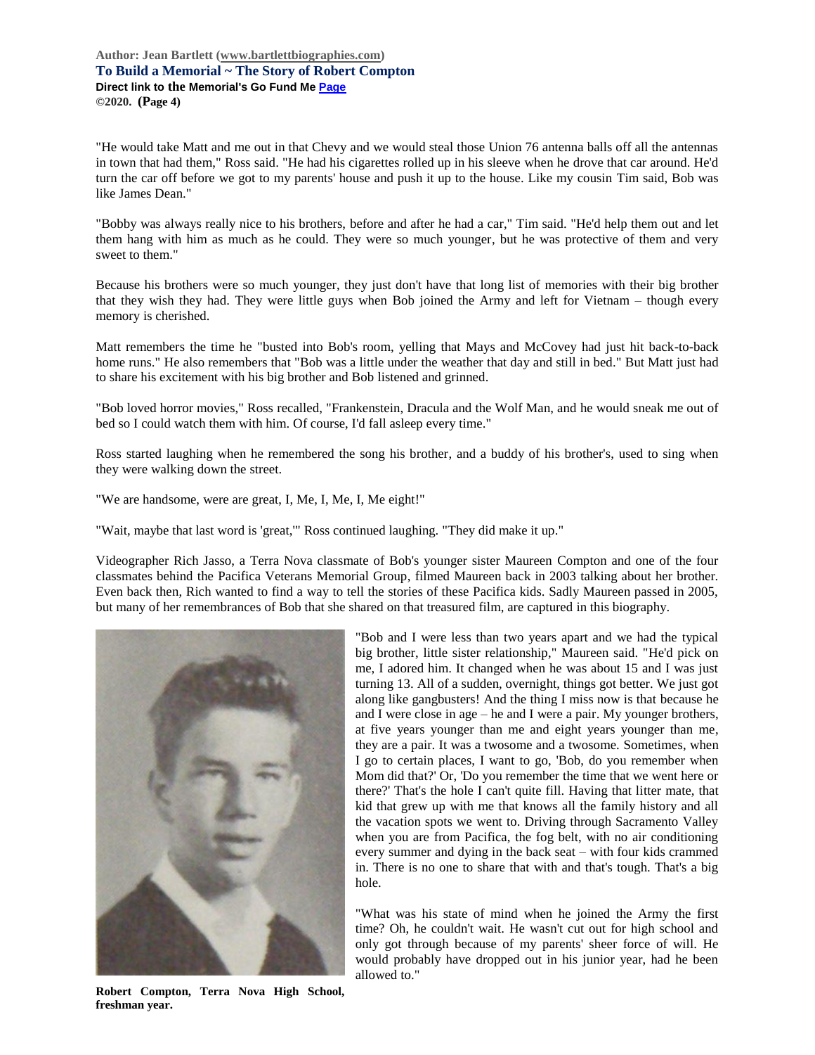"He would take Matt and me out in that Chevy and we would steal those Union 76 antenna balls off all the antennas in town that had them," Ross said. "He had his cigarettes rolled up in his sleeve when he drove that car around. He'd turn the car off before we got to my parents' house and push it up to the house. Like my cousin Tim said, Bob was like James Dean."

"Bobby was always really nice to his brothers, before and after he had a car," Tim said. "He'd help them out and let them hang with him as much as he could. They were so much younger, but he was protective of them and very sweet to them."

Because his brothers were so much younger, they just don't have that long list of memories with their big brother that they wish they had. They were little guys when Bob joined the Army and left for Vietnam – though every memory is cherished.

Matt remembers the time he "busted into Bob's room, yelling that Mays and McCovey had just hit back-to-back home runs." He also remembers that "Bob was a little under the weather that day and still in bed." But Matt just had to share his excitement with his big brother and Bob listened and grinned.

"Bob loved horror movies," Ross recalled, "Frankenstein, Dracula and the Wolf Man, and he would sneak me out of bed so I could watch them with him. Of course, I'd fall asleep every time."

Ross started laughing when he remembered the song his brother, and a buddy of his brother's, used to sing when they were walking down the street.

"We are handsome, were are great, I, Me, I, Me, I, Me eight!"

"Wait, maybe that last word is 'great,'" Ross continued laughing. "They did make it up."

Videographer Rich Jasso, a Terra Nova classmate of Bob's younger sister Maureen Compton and one of the four classmates behind the Pacifica Veterans Memorial Group, filmed Maureen back in 2003 talking about her brother. Even back then, Rich wanted to find a way to tell the stories of these Pacifica kids. Sadly Maureen passed in 2005, but many of her remembrances of Bob that she shared on that treasured film, are captured in this biography.

"Bob and I were less than two years apart and we had the typical big brother, little sister relationship," Maureen said. "He'd pick on me, I adored him. It changed when he was about 15 and I was just turning 13. All of a sudden, overnight, things got better. We just got along like gangbusters! And the thing I miss now is that because he and I were close in age – he and I were a pair. My younger brothers, at five years younger than me and eight years younger than me, they are a pair. It was a twosome and a twosome. Sometimes, when I go to certain places, I want to go, 'Bob, do you remember when Mom did that?' Or, 'Do you remember the time that we went here or there?' That's the hole I can't quite fill. Having that litter mate, that kid that grew up with me that knows all the family history and all the vacation spots we went to. Driving through Sacramento Valley when you are from Pacifica, the fog belt, with no air conditioning every summer and dying in the back seat – with four kids crammed in. There is no one to share that with and that's tough. That's a big hole.

"What was his state of mind when he joined the Army the first time? Oh, he couldn't wait. He wasn't cut out for high school and only got through because of my parents' sheer force of will. He would probably have dropped out in his junior year, had he been allowed to."

**Robert Compton, Terra Nova High School, freshman year.**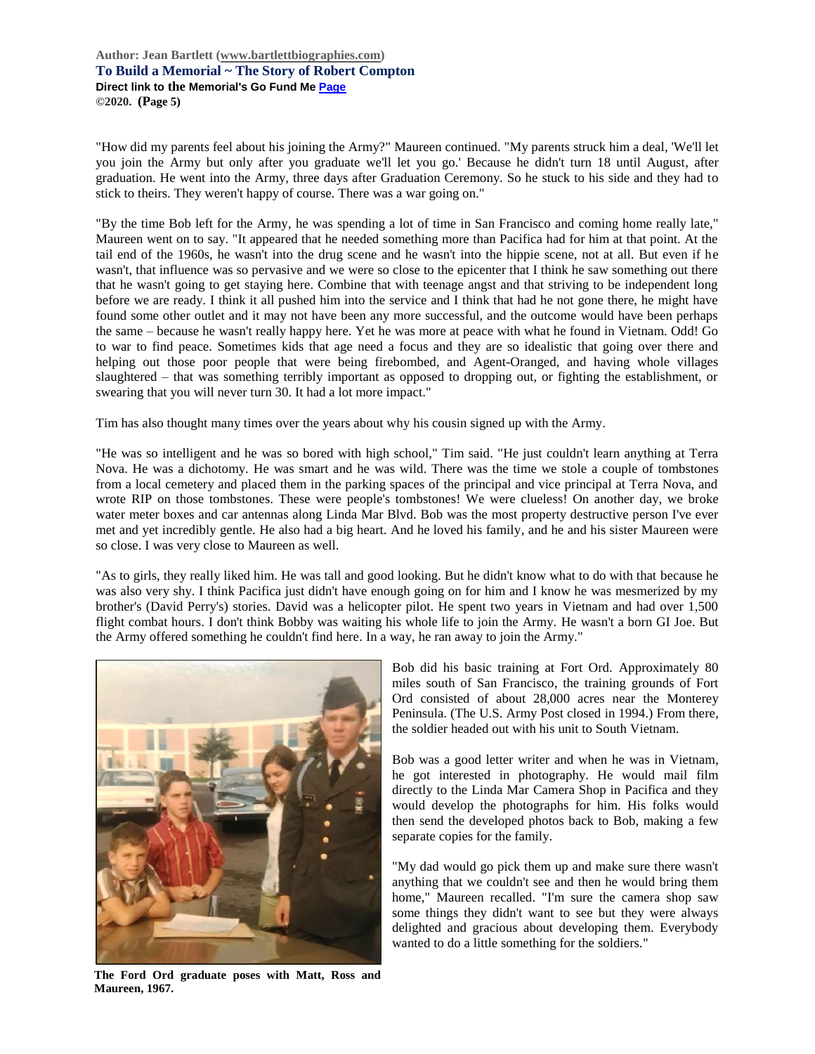"How did my parents feel about his joining the Army?" Maureen continued. "My parents struck him a deal, 'We'll let you join the Army but only after you graduate we'll let you go.' Because he didn't turn 18 until August, after graduation. He went into the Army, three days after Graduation Ceremony. So he stuck to his side and they had to stick to theirs. They weren't happy of course. There was a war going on."

"By the time Bob left for the Army, he was spending a lot of time in San Francisco and coming home really late," Maureen went on to say. "It appeared that he needed something more than Pacifica had for him at that point. At the tail end of the 1960s, he wasn't into the drug scene and he wasn't into the hippie scene, not at all. But even if he wasn't, that influence was so pervasive and we were so close to the epicenter that I think he saw something out there that he wasn't going to get staying here. Combine that with teenage angst and that striving to be independent long before we are ready. I think it all pushed him into the service and I think that had he not gone there, he might have found some other outlet and it may not have been any more successful, and the outcome would have been perhaps the same – because he wasn't really happy here. Yet he was more at peace with what he found in Vietnam. Odd! Go to war to find peace. Sometimes kids that age need a focus and they are so idealistic that going over there and helping out those poor people that were being firebombed, and Agent-Oranged, and having whole villages slaughtered – that was something terribly important as opposed to dropping out, or fighting the establishment, or swearing that you will never turn 30. It had a lot more impact."

Tim has also thought many times over the years about why his cousin signed up with the Army.

"He was so intelligent and he was so bored with high school," Tim said. "He just couldn't learn anything at Terra Nova. He was a dichotomy. He was smart and he was wild. There was the time we stole a couple of tombstones from a local cemetery and placed them in the parking spaces of the principal and vice principal at Terra Nova, and wrote RIP on those tombstones. These were people's tombstones! We were clueless! On another day, we broke water meter boxes and car antennas along Linda Mar Blvd. Bob was the most property destructive person I've ever met and yet incredibly gentle. He also had a big heart. And he loved his family, and he and his sister Maureen were so close. I was very close to Maureen as well.

"As to girls, they really liked him. He was tall and good looking. But he didn't know what to do with that because he was also very shy. I think Pacifica just didn't have enough going on for him and I know he was mesmerized by my brother's (David Perry's) stories. David was a helicopter pilot. He spent two years in Vietnam and had over 1,500 flight combat hours. I don't think Bobby was waiting his whole life to join the Army. He wasn't a born GI Joe. But the Army offered something he couldn't find here. In a way, he ran away to join the Army."

**The Ford Ord graduate poses with Matt, Ross and Maureen, 1967.**

Bob did his basic training at Fort Ord. Approximately 80 miles south of San Francisco, the training grounds of Fort Ord consisted of about 28,000 acres near the Monterey Peninsula. (The U.S. Army Post closed in 1994.) From there, the soldier headed out with his unit to South Vietnam.

Bob was a good letter writer and when he was in Vietnam, he got interested in photography. He would mail film directly to the Linda Mar Camera Shop in Pacifica and they would develop the photographs for him. His folks would then send the developed photos back to Bob, making a few separate copies for the family.

"My dad would go pick them up and make sure there wasn't anything that we couldn't see and then he would bring them home," Maureen recalled. "I'm sure the camera shop saw some things they didn't want to see but they were always delighted and gracious about developing them. Everybody wanted to do a little something for the soldiers."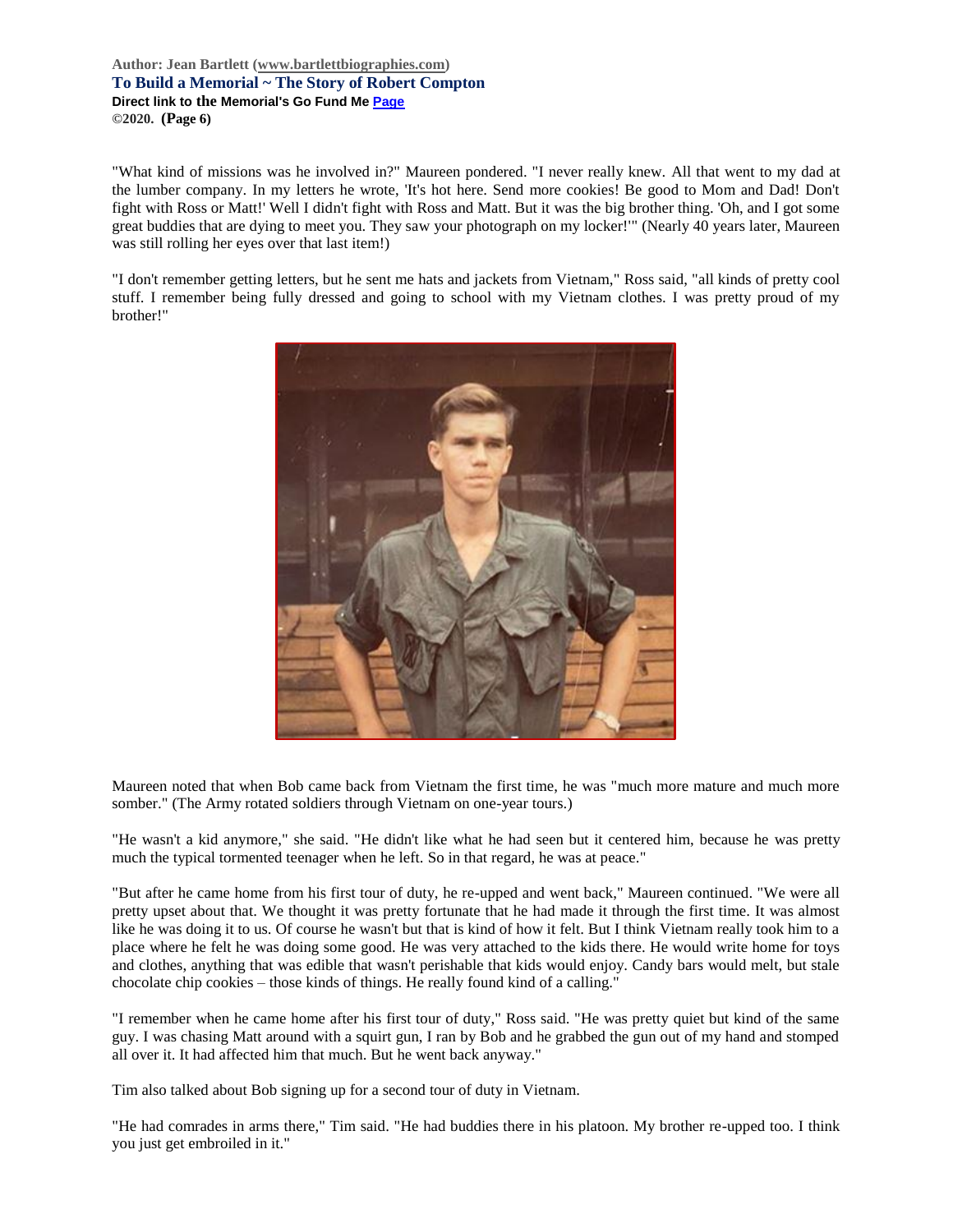"What kind of missions was he involved in?" Maureen pondered. "I never really knew. All that went to my dad at the lumber company. In my letters he wrote, 'It's hot here. Send more cookies! Be good to Mom and Dad! Don't fight with Ross or Matt!' Well I didn't fight with Ross and Matt. But it was the big brother thing. 'Oh, and I got some great buddies that are dying to meet you. They saw your photograph on my locker!'" (Nearly 40 years later, Maureen was still rolling her eyes over that last item!)

"I don't remember getting letters, but he sent me hats and jackets from Vietnam," Ross said, "all kinds of pretty cool stuff. I remember being fully dressed and going to school with my Vietnam clothes. I was pretty proud of my brother!"

Maureen noted that when Bob came back from Vietnam the first time, he was "much more mature and much more somber." (The Army rotated soldiers through Vietnam on one-year tours.)

"He wasn't a kid anymore," she said. "He didn't like what he had seen but it centered him, because he was pretty much the typical tormented teenager when he left. So in that regard, he was at peace."

"But after he came home from his first tour of duty, he re-upped and went back," Maureen continued. "We were all pretty upset about that. We thought it was pretty fortunate that he had made it through the first time. It was almost like he was doing it to us. Of course he wasn't but that is kind of how it felt. But I think Vietnam really took him to a place where he felt he was doing some good. He was very attached to the kids there. He would write home for toys and clothes, anything that was edible that wasn't perishable that kids would enjoy. Candy bars would melt, but stale chocolate chip cookies – those kinds of things. He really found kind of a calling."

"I remember when he came home after his first tour of duty," Ross said. "He was pretty quiet but kind of the same guy. I was chasing Matt around with a squirt gun, I ran by Bob and he grabbed the gun out of my hand and stomped all over it. It had affected him that much. But he went back anyway."

Tim also talked about Bob signing up for a second tour of duty in Vietnam.

"He had comrades in arms there," Tim said. "He had buddies there in his platoon. My brother re-upped too. I think you just get embroiled in it."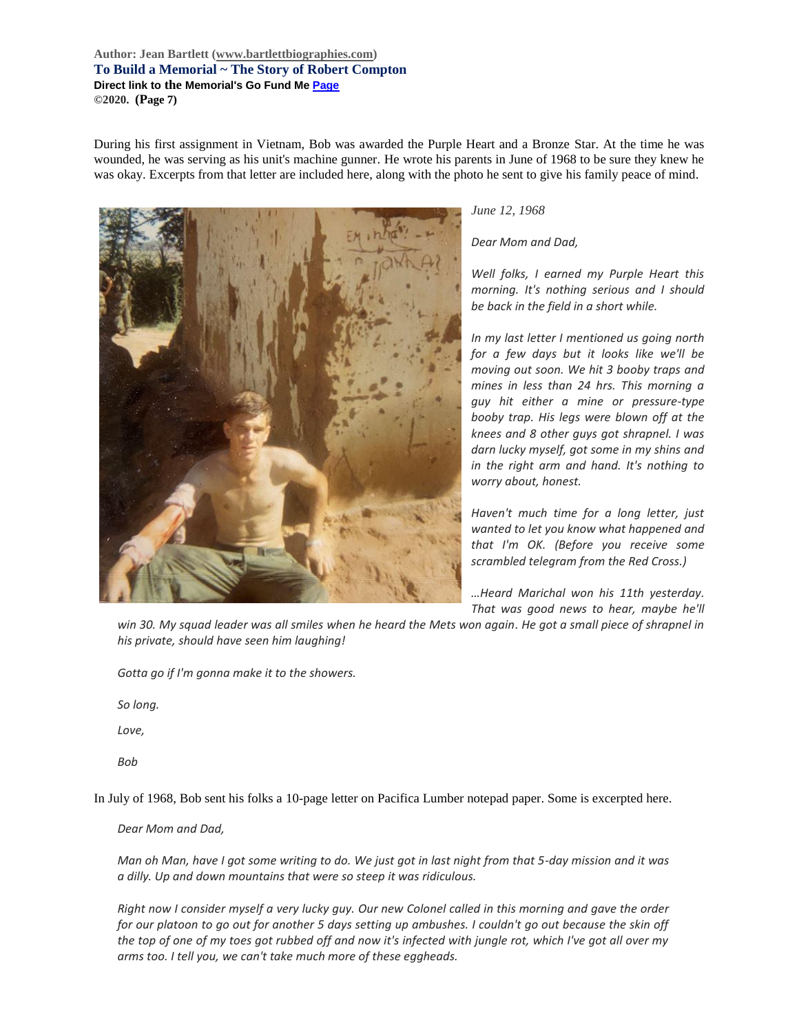During his first assignment in Vietnam, Bob was awarded the Purple Heart and a Bronze Star. At the time he was wounded, he was serving as his unit's machine gunner. He wrote his parents in June of 1968 to be sure they knew he was okay. Excerpts from that letter are included here, along with the photo he sent to give his family peace of mind.

*June 12, 1968*

*Dear Mom and Dad,*

*Well folks, I earned my Purple Heart this morning. It's nothing serious and I should be back in the field in a short while.*

*In my last letter I mentioned us going north for a few days but it looks like we'll be moving out soon. We hit 3 booby traps and mines in less than 24 hrs. This morning a guy hit either a mine or pressure-type booby trap. His legs were blown off at the knees and 8 other guys got shrapnel. I was darn lucky myself, got some in my shins and in the right arm and hand. It's nothing to worry about, honest.*

*Haven't much time for a long letter, just wanted to let you know what happened and that I'm OK. (Before you receive some scrambled telegram from the Red Cross.)*

*…Heard Marichal won his 11th yesterday. That was good news to hear, maybe he'll win 30. My squad leader was all smiles when he heard the Mets won again. He got a small piece of shrapnel in his private, should have seen him laughing!*

*Gotta go if I'm gonna make it to the showers.*

*So long.*

*Love,*

*Bob*

In July of 1968, Bob sent his folks a 10-page letter on Pacifica Lumber notepad paper. Some is excerpted here.

*Dear Mom and Dad,*

*Man oh Man, have I got some writing to do. We just got in last night from that 5-day mission and it was a dilly. Up and down mountains that were so steep it was ridiculous.*

*Right now I consider myself a very lucky guy. Our new Colonel called in this morning and gave the order for our platoon to go out for another 5 days setting up ambushes. I couldn't go out because the skin off the top of one of my toes got rubbed off and now it's infected with jungle rot, which I've got all over my arms too. I tell you, we can't take much more of these eggheads.*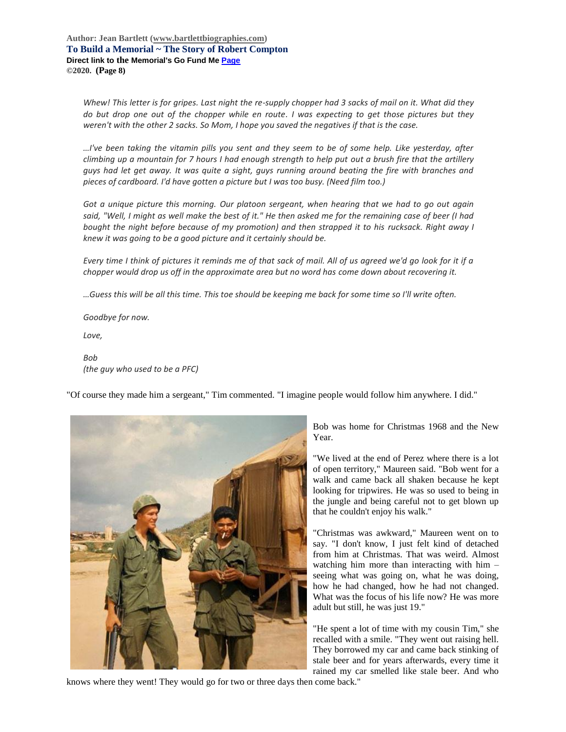*Whew! This letter is for gripes. Last night the re-supply chopper had 3 sacks of mail on it. What did they do but drop one out of the chopper while en route. I was expecting to get those pictures but they weren't with the other 2 sacks. So Mom, I hope you saved the negatives if that is the case.*

*…I've been taking the vitamin pills you sent and they seem to be of some help. Like yesterday, after climbing up a mountain for 7 hours I had enough strength to help put out a brush fire that the artillery guys had let get away. It was quite a sight, guys running around beating the fire with branches and pieces of cardboard. I'd have gotten a picture but I was too busy. (Need film too.)*

*Got a unique picture this morning. Our platoon sergeant, when hearing that we had to go out again said, "Well, I might as well make the best of it." He then asked me for the remaining case of beer (I had bought the night before because of my promotion) and then strapped it to his rucksack. Right away I knew it was going to be a good picture and it certainly should be.*

*Every time I think of pictures it reminds me of that sack of mail. All of us agreed we'd go look for it if a chopper would drop us off in the approximate area but no word has come down about recovering it.*

*…Guess this will be all this time. This toe should be keeping me back for some time so I'll write often.*

*Goodbye for now.*

*Love,*

*Bob*
*(the guy who used to be a PFC)*

"Of course they made him a sergeant," Tim commented. "I imagine people would follow him anywhere. I did."

Bob was home for Christmas 1968 and the New Year.

"We lived at the end of Perez where there is a lot of open territory," Maureen said. "Bob went for a walk and came back all shaken because he kept looking for tripwires. He was so used to being in the jungle and being careful not to get blown up that he couldn't enjoy his walk."

"Christmas was awkward," Maureen went on to say. "I don't know, I just felt kind of detached from him at Christmas. That was weird. Almost watching him more than interacting with him – seeing what was going on, what he was doing, how he had changed, how he had not changed. What was the focus of his life now? He was more adult but still, he was just 19."

"He spent a lot of time with my cousin Tim," she recalled with a smile. "They went out raising hell. They borrowed my car and came back stinking of stale beer and for years afterwards, every time it rained my car smelled like stale beer. And who knows where they went! They would go for two or three days then come back."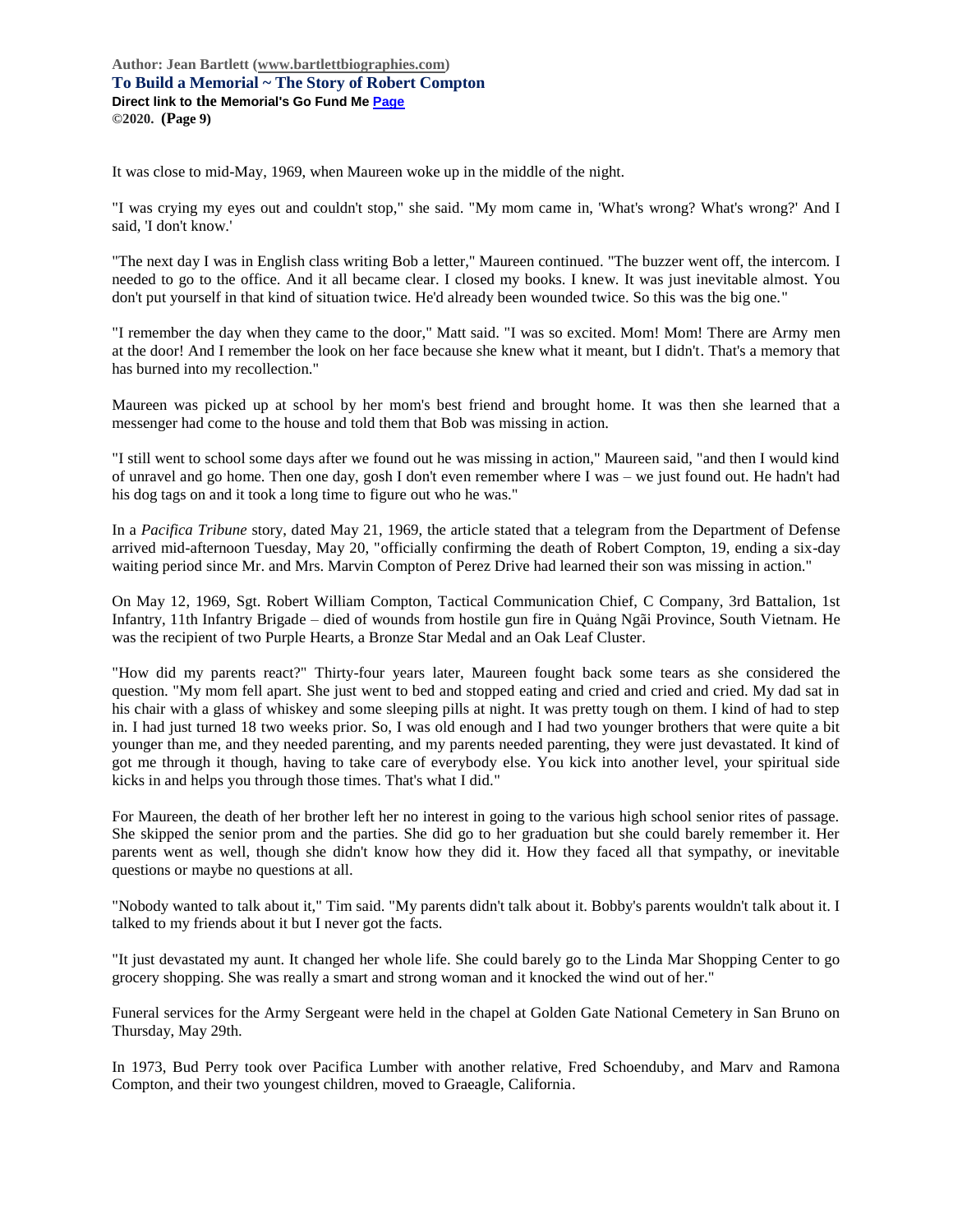It was close to mid-May, 1969, when Maureen woke up in the middle of the night.

"I was crying my eyes out and couldn't stop," she said. "My mom came in, 'What's wrong? What's wrong?' And I said, 'I don't know.'

"The next day I was in English class writing Bob a letter," Maureen continued. "The buzzer went off, the intercom. I needed to go to the office. And it all became clear. I closed my books. I knew. It was just inevitable almost. You don't put yourself in that kind of situation twice. He'd already been wounded twice. So this was the big one."

"I remember the day when they came to the door," Matt said. "I was so excited. Mom! Mom! There are Army men at the door! And I remember the look on her face because she knew what it meant, but I didn't. That's a memory that has burned into my recollection."

Maureen was picked up at school by her mom's best friend and brought home. It was then she learned that a messenger had come to the house and told them that Bob was missing in action.

"I still went to school some days after we found out he was missing in action," Maureen said, "and then I would kind of unravel and go home. Then one day, gosh I don't even remember where I was – we just found out. He hadn't had his dog tags on and it took a long time to figure out who he was."

In a *Pacifica Tribune* story, dated May 21, 1969, the article stated that a telegram from the Department of Defense arrived mid-afternoon Tuesday, May 20, "officially confirming the death of Robert Compton, 19, ending a six-day waiting period since Mr. and Mrs. Marvin Compton of Perez Drive had learned their son was missing in action."

On May 12, 1969, Sgt. Robert William Compton, Tactical Communication Chief, C Company, 3rd Battalion, 1st Infantry, 11th Infantry Brigade – died of wounds from hostile gun fire in Quảng Ngãi Province, South Vietnam. He was the recipient of two Purple Hearts, a Bronze Star Medal and an Oak Leaf Cluster.

"How did my parents react?" Thirty-four years later, Maureen fought back some tears as she considered the question. "My mom fell apart. She just went to bed and stopped eating and cried and cried and cried. My dad sat in his chair with a glass of whiskey and some sleeping pills at night. It was pretty tough on them. I kind of had to step in. I had just turned 18 two weeks prior. So, I was old enough and I had two younger brothers that were quite a bit younger than me, and they needed parenting, and my parents needed parenting, they were just devastated. It kind of got me through it though, having to take care of everybody else. You kick into another level, your spiritual side kicks in and helps you through those times. That's what I did."

For Maureen, the death of her brother left her no interest in going to the various high school senior rites of passage. She skipped the senior prom and the parties. She did go to her graduation but she could barely remember it. Her parents went as well, though she didn't know how they did it. How they faced all that sympathy, or inevitable questions or maybe no questions at all.

"Nobody wanted to talk about it," Tim said. "My parents didn't talk about it. Bobby's parents wouldn't talk about it. I talked to my friends about it but I never got the facts.

"It just devastated my aunt. It changed her whole life. She could barely go to the Linda Mar Shopping Center to go grocery shopping. She was really a smart and strong woman and it knocked the wind out of her."

Funeral services for the Army Sergeant were held in the chapel at Golden Gate National Cemetery in San Bruno on Thursday, May 29th.

In 1973, Bud Perry took over Pacifica Lumber with another relative, Fred Schoenduby, and Marv and Ramona Compton, and their two youngest children, moved to Graeagle, California.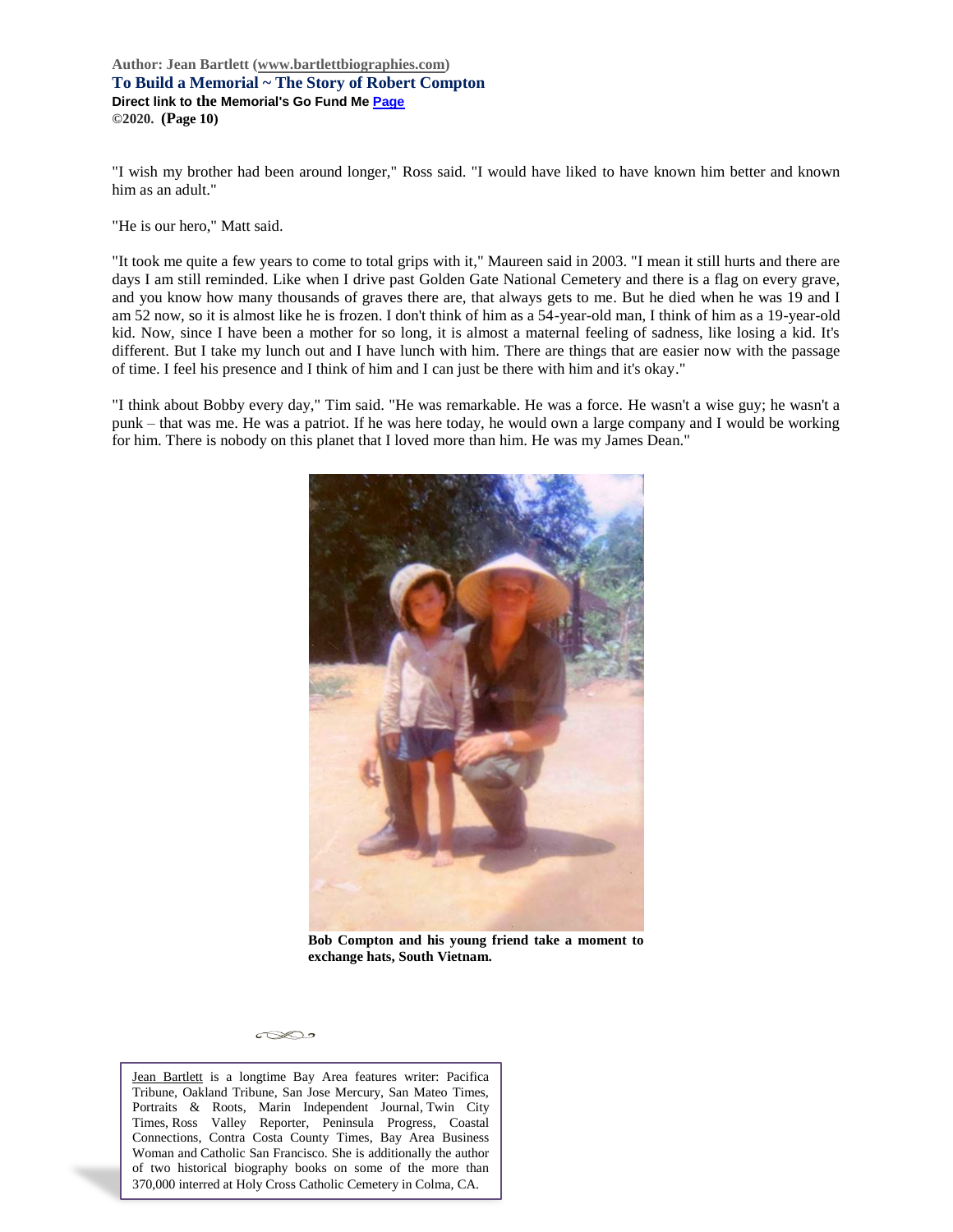"I wish my brother had been around longer," Ross said. "I would have liked to have known him better and known him as an adult."

"He is our hero," Matt said.

"It took me quite a few years to come to total grips with it," Maureen said in 2003. "I mean it still hurts and there are days I am still reminded. Like when I drive past Golden Gate National Cemetery and there is a flag on every grave, and you know how many thousands of graves there are, that always gets to me. But he died when he was 19 and I am 52 now, so it is almost like he is frozen. I don't think of him as a 54-year-old man, I think of him as a 19-year-old kid. Now, since I have been a mother for so long, it is almost a maternal feeling of sadness, like losing a kid. It's different. But I take my lunch out and I have lunch with him. There are things that are easier now with the passage of time. I feel his presence and I think of him and I can just be there with him and it's okay."

"I think about Bobby every day," Tim said. "He was remarkable. He was a force. He wasn't a wise guy; he wasn't a punk – that was me. He was a patriot. If he was here today, he would own a large company and I would be working for him. There is nobody on this planet that I loved more than him. He was my James Dean."

**Bob Compton and his young friend take a moment to exchange hats, South Vietnam.**

Jean Bartlett is a longtime Bay Area features writer: Pacifica Tribune, Oakland Tribune, San Jose Mercury, San Mateo Times, Portraits & Roots, Marin Independent Journal, Twin City Times, Ross Valley Reporter, Peninsula Progress, Coastal Connections, Contra Costa County Times, Bay Area Business Woman and Catholic San Francisco. She is additionally the author of two historical biography books on some of the more than 370,000 interred at Holy Cross Catholic Cemetery in Colma, CA.